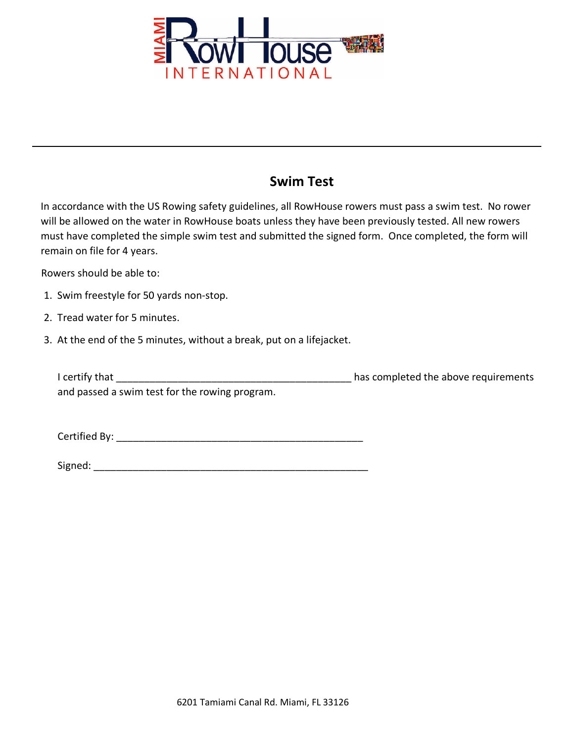# Swim Test

In accordance with the US Rowing safety guidelines, all RowHouse rowers must pass a swim test. No rower will be allowed on the water in RowHouse boats unless they have been previously tested. All new rowers must have completed the simple swim test and submitted the signed form. Once completed, the form will remain on file for 4 years.

Rowers should be able to:

1. Swim freestyle for 50 yards non-stop.
2. Tread water for 5 minutes.
3. At the end of the 5 minutes, without a break, put on a lifejacket.

I certify that ___________________________________________ has completed the above requirements and passed a swim test for the rowing program.

Certified By: _____________________________________________

Signed: __________________________________________________

6201 Tamiami Canal Rd. Miami, FL 33126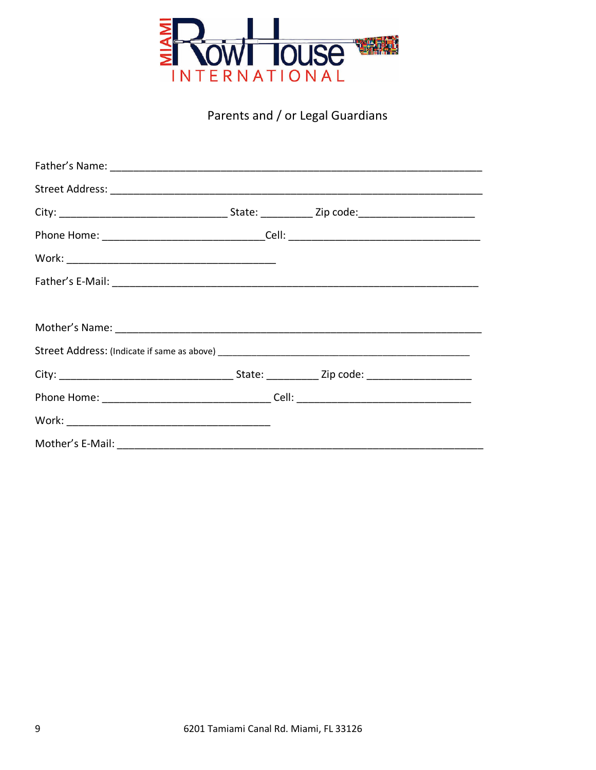MIAMI RowHouse INTERNATIONAL

## Parents and / or Legal Guardians

Father's Name: ______________________________________________________________

Street Address: _____________________________________________________________

City: ____________________________ State: _________ Zip code:____________________

Phone Home: ____________________________Cell: _______________________________

Work: ____________________________________

Father's E-Mail: ______________________________________________________________

Mother's Name: ______________________________________________________________

Street Address: (Indicate if same as above) _____________________________________________

City: ______________________________ State: _________ Zip code: __________________

Phone Home: _____________________________ Cell: ______________________________

Work: ___________________________________

Mother's E-Mail: ______________________________________________________________

6201 Tamiami Canal Rd. Miami, FL 33126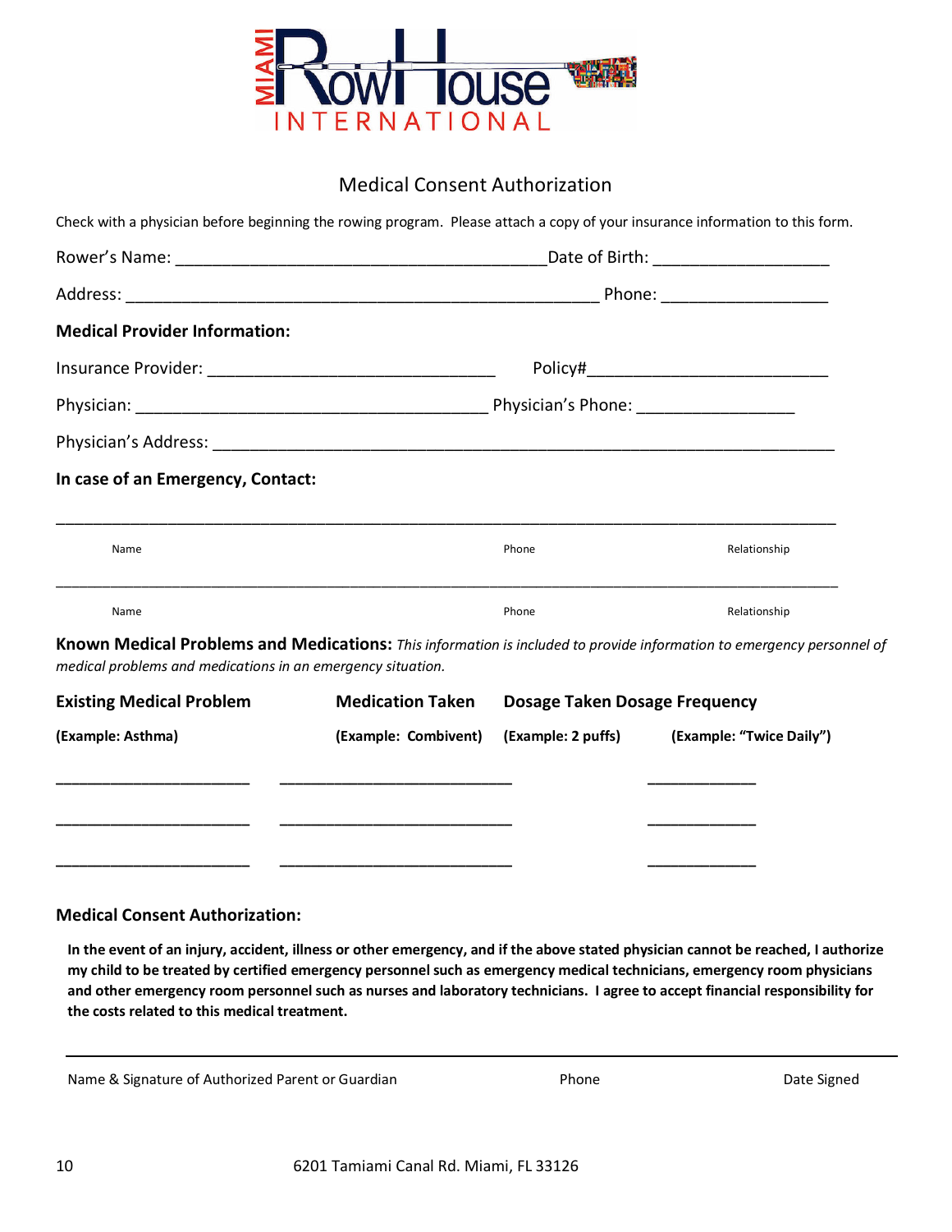MIAMI RowHouse INTERNATIONAL

## Medical Consent Authorization

Check with a physician before beginning the rowing program. Please attach a copy of your insurance information to this form.

Rower's Name: ________________________________________ Date of Birth: ___________________

Address: ____________________________________________________ Phone: __________________

**Medical Provider Information:**

Insurance Provider: _______________________________ Policy#__________________________

Physician: ______________________________________ Physician's Phone: _________________

Physician's Address: _____________________________________________________________________

**In case of an Emergency, Contact:**

_____________________________________________________________________________________

Name Phone Relationship

_____________________________________________________________________________________

Name Phone Relationship

**Known Medical Problems and Medications:** *This information is included to provide information to emergency personnel of medical problems and medications in an emergency situation.*

| Existing Medical Problem | Medication Taken | Dosage Taken | Dosage Frequency |
|---|---|---|---|
| (Example: Asthma) | (Example: Combivent) | (Example: 2 puffs) | (Example: "Twice Daily") |
| ______________________ | __________________________ | | ____________ |
| ______________________ | __________________________ | | ____________ |
| ______________________ | __________________________ | | ____________ |

**Medical Consent Authorization:**

**In the event of an injury, accident, illness or other emergency, and if the above stated physician cannot be reached, I authorize my child to be treated by certified emergency personnel such as emergency medical technicians, emergency room physicians and other emergency room personnel such as nurses and laboratory technicians. I agree to accept financial responsibility for the costs related to this medical treatment.**

_____________________________________________________________________________________

Name & Signature of Authorized Parent or Guardian Phone Date Signed

6201 Tamiami Canal Rd. Miami, FL 33126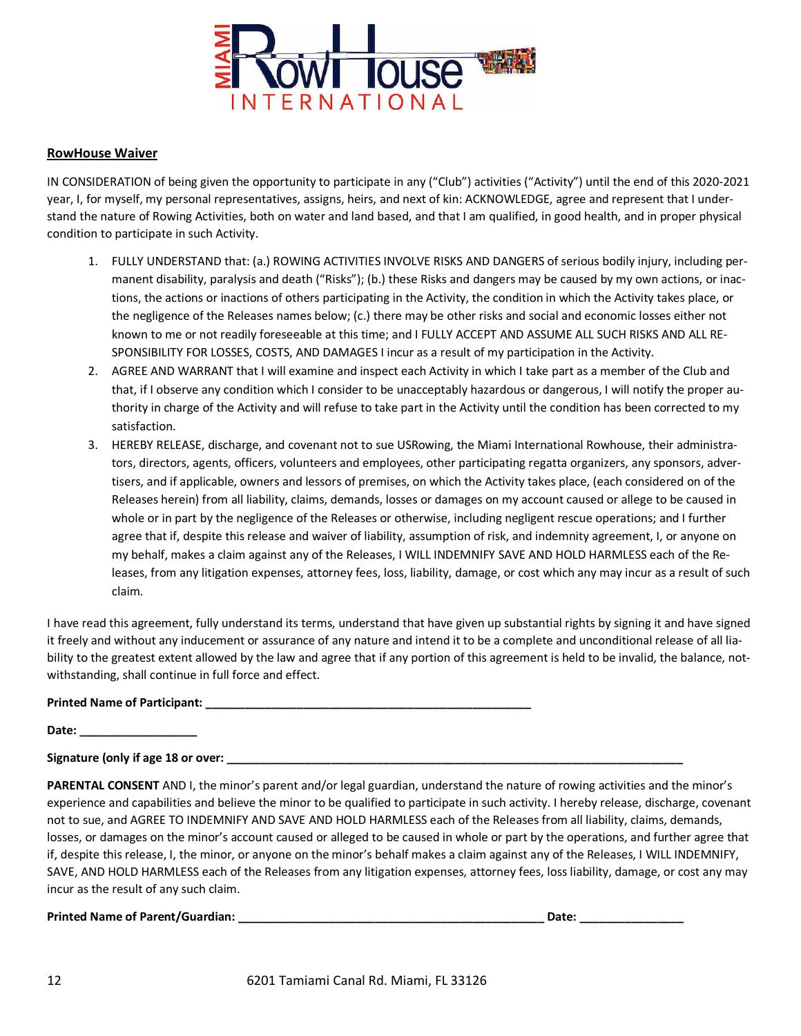## RowHouse Waiver

IN CONSIDERATION of being given the opportunity to participate in any ("Club") activities ("Activity") until the end of this 2020-2021 year, I, for myself, my personal representatives, assigns, heirs, and next of kin: ACKNOWLEDGE, agree and represent that I understand the nature of Rowing Activities, both on water and land based, and that I am qualified, in good health, and in proper physical condition to participate in such Activity.

1. FULLY UNDERSTAND that: (a.) ROWING ACTIVITIES INVOLVE RISKS AND DANGERS of serious bodily injury, including permanent disability, paralysis and death ("Risks"); (b.) these Risks and dangers may be caused by my own actions, or inactions, the actions or inactions of others participating in the Activity, the condition in which the Activity takes place, or the negligence of the Releases names below; (c.) there may be other risks and social and economic losses either not known to me or not readily foreseeable at this time; and I FULLY ACCEPT AND ASSUME ALL SUCH RISKS AND ALL RESPONSIBILITY FOR LOSSES, COSTS, AND DAMAGES I incur as a result of my participation in the Activity.
2. AGREE AND WARRANT that I will examine and inspect each Activity in which I take part as a member of the Club and that, if I observe any condition which I consider to be unacceptably hazardous or dangerous, I will notify the proper authority in charge of the Activity and will refuse to take part in the Activity until the condition has been corrected to my satisfaction.
3. HEREBY RELEASE, discharge, and covenant not to sue USRowing, the Miami International Rowhouse, their administrators, directors, agents, officers, volunteers and employees, other participating regatta organizers, any sponsors, advertisers, and if applicable, owners and lessors of premises, on which the Activity takes place, (each considered on of the Releases herein) from all liability, claims, demands, losses or damages on my account caused or allege to be caused in whole or in part by the negligence of the Releases or otherwise, including negligent rescue operations; and I further agree that if, despite this release and waiver of liability, assumption of risk, and indemnity agreement, I, or anyone on my behalf, makes a claim against any of the Releases, I WILL INDEMNIFY SAVE AND HOLD HARMLESS each of the Releases, from any litigation expenses, attorney fees, loss, liability, damage, or cost which any may incur as a result of such claim.

I have read this agreement, fully understand its terms, understand that have given up substantial rights by signing it and have signed it freely and without any inducement or assurance of any nature and intend it to be a complete and unconditional release of all liability to the greatest extent allowed by the law and agree that if any portion of this agreement is held to be invalid, the balance, notwithstanding, shall continue in full force and effect.

**Printed Name of Participant: ________________________________________________**

**Date: __________________**

**Signature (only if age 18 or over: ____________________________________________________________________**

**PARENTAL CONSENT** AND I, the minor's parent and/or legal guardian, understand the nature of rowing activities and the minor's experience and capabilities and believe the minor to be qualified to participate in such activity. I hereby release, discharge, covenant not to sue, and AGREE TO INDEMNIFY AND SAVE AND HOLD HARMLESS each of the Releases from all liability, claims, demands, losses, or damages on the minor's account caused or alleged to be caused in whole or part by the operations, and further agree that if, despite this release, I, the minor, or anyone on the minor's behalf makes a claim against any of the Releases, I WILL INDEMNIFY, SAVE, AND HOLD HARMLESS each of the Releases from any litigation expenses, attorney fees, loss liability, damage, or cost any may incur as the result of any such claim.

**Printed Name of Parent/Guardian: _____________________________________________ Date: ________________**

6201 Tamiami Canal Rd. Miami, FL 33126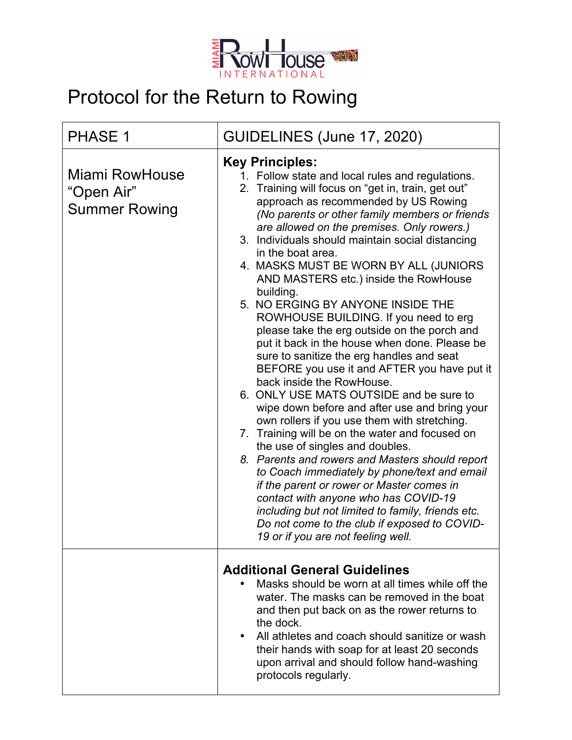Miami RowHouse INTERNATIONAL

# Protocol for the Return to Rowing

| PHASE 1 | GUIDELINES (June 17, 2020) |
|---|---|
| Miami RowHouse "Open Air" Summer Rowing | **Key Principles:**<br>1. Follow state and local rules and regulations.<br>2. Training will focus on "get in, train, get out" approach as recommended by US Rowing *(No parents or other family members or friends are allowed on the premises. Only rowers.)*<br>3. Individuals should maintain social distancing in the boat area.<br>4. MASKS MUST BE WORN BY ALL (JUNIORS AND MASTERS etc.) inside the RowHouse building.<br>5. NO ERGING BY ANYONE INSIDE THE ROWHOUSE BUILDING. If you need to erg please take the erg outside on the porch and put it back in the house when done. Please be sure to sanitize the erg handles and seat BEFORE you use it and AFTER you have put it back inside the RowHouse.<br>6. ONLY USE MATS OUTSIDE and be sure to wipe down before and after use and bring your own rollers if you use them with stretching.<br>7. Training will be on the water and focused on the use of singles and doubles.<br>*8. Parents and rowers and Masters should report to Coach immediately by phone/text and email if the parent or rower or Master comes in contact with anyone who has COVID-19 including but not limited to family, friends etc. Do not come to the club if exposed to COVID-19 or if you are not feeling well.* |
| | **Additional General Guidelines**<br>• Masks should be worn at all times while off the water. The masks can be removed in the boat and then put back on as the rower returns to the dock.<br>• All athletes and coach should sanitize or wash their hands with soap for at least 20 seconds upon arrival and should follow hand-washing protocols regularly. |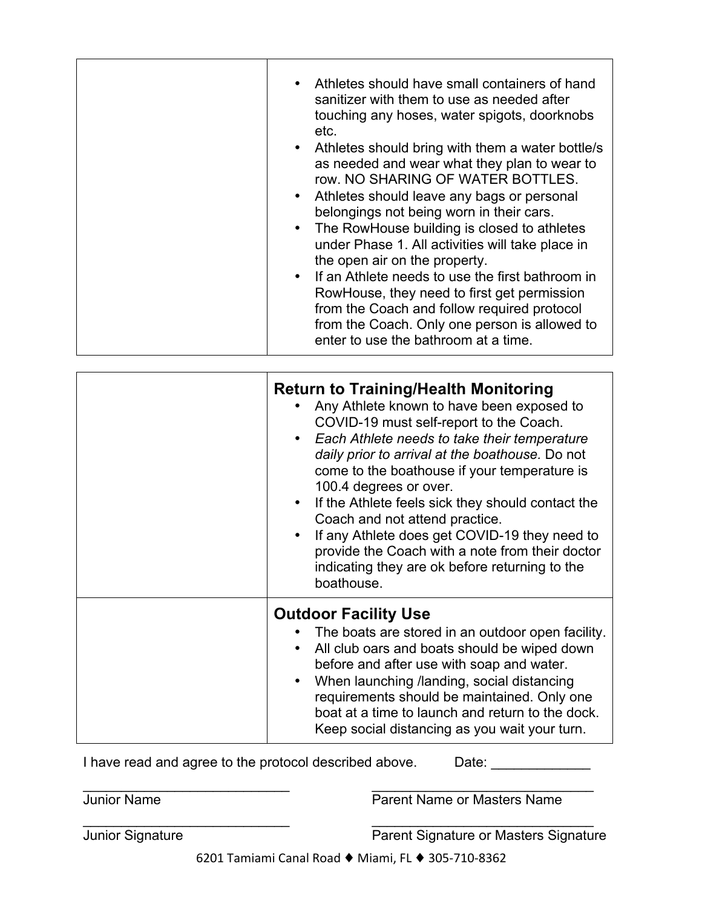| | |
|---|---|
| | • Athletes should have small containers of hand sanitizer with them to use as needed after touching any hoses, water spigots, doorknobs etc.<br>• Athletes should bring with them a water bottle/s as needed and wear what they plan to wear to row. NO SHARING OF WATER BOTTLES.<br>• Athletes should leave any bags or personal belongings not being worn in their cars.<br>• The RowHouse building is closed to athletes under Phase 1. All activities will take place in the open air on the property.<br>• If an Athlete needs to use the first bathroom in RowHouse, they need to first get permission from the Coach and follow required protocol from the Coach. Only one person is allowed to enter to use the bathroom at a time. |

| | |
|---|---|
| | **Return to Training/Health Monitoring**<br>• Any Athlete known to have been exposed to COVID-19 must self-report to the Coach.<br>• *Each Athlete needs to take their temperature daily prior to arrival at the boathouse.* Do not come to the boathouse if your temperature is 100.4 degrees or over.<br>• If the Athlete feels sick they should contact the Coach and not attend practice.<br>• If any Athlete does get COVID-19 they need to provide the Coach with a note from their doctor indicating they are ok before returning to the boathouse. |
| | **Outdoor Facility Use**<br>• The boats are stored in an outdoor open facility.<br>• All club oars and boats should be wiped down before and after use with soap and water.<br>• When launching /landing, social distancing requirements should be maintained. Only one boat at a time to launch and return to the dock. Keep social distancing as you wait your turn. |

I have read and agree to the protocol described above. Date: _____________

_____________________________ Junior Name

_______________________________ Parent Name or Masters Name

_____________________________ Junior Signature

_______________________________ Parent Signature or Masters Signature

6201 Tamiami Canal Road ♦ Miami, FL ♦ 305-710-8362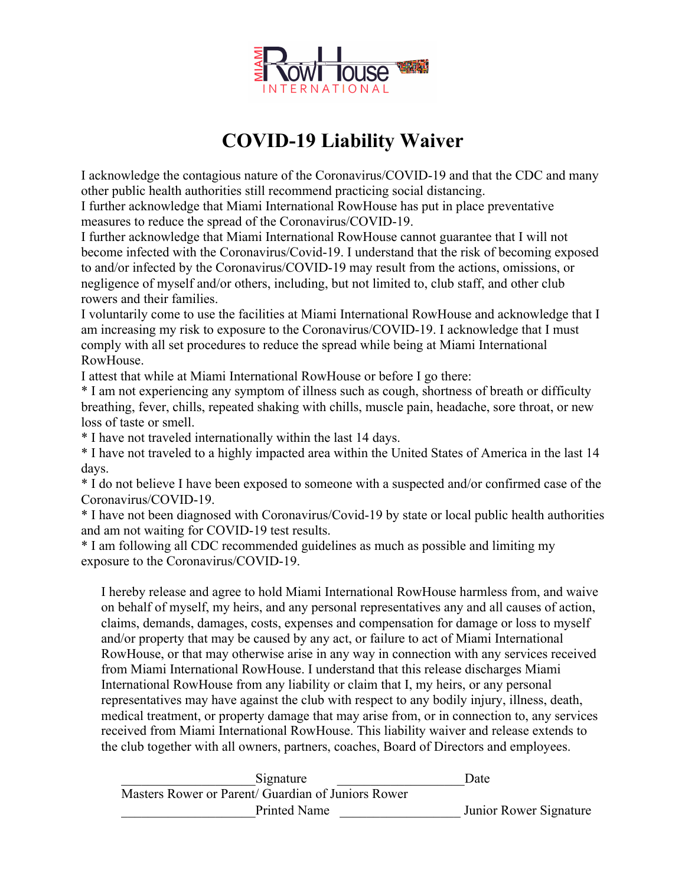MIAMI RowHouse INTERNATIONAL

# COVID-19 Liability Waiver

I acknowledge the contagious nature of the Coronavirus/COVID-19 and that the CDC and many other public health authorities still recommend practicing social distancing.
I further acknowledge that Miami International RowHouse has put in place preventative measures to reduce the spread of the Coronavirus/COVID-19.
I further acknowledge that Miami International RowHouse cannot guarantee that I will not become infected with the Coronavirus/Covid-19. I understand that the risk of becoming exposed to and/or infected by the Coronavirus/COVID-19 may result from the actions, omissions, or negligence of myself and/or others, including, but not limited to, club staff, and other club rowers and their families.
I voluntarily come to use the facilities at Miami International RowHouse and acknowledge that I am increasing my risk to exposure to the Coronavirus/COVID-19. I acknowledge that I must comply with all set procedures to reduce the spread while being at Miami International RowHouse.
I attest that while at Miami International RowHouse or before I go there:
* I am not experiencing any symptom of illness such as cough, shortness of breath or difficulty breathing, fever, chills, repeated shaking with chills, muscle pain, headache, sore throat, or new loss of taste or smell.
* I have not traveled internationally within the last 14 days.
* I have not traveled to a highly impacted area within the United States of America in the last 14 days.
* I do not believe I have been exposed to someone with a suspected and/or confirmed case of the Coronavirus/COVID-19.
* I have not been diagnosed with Coronavirus/Covid-19 by state or local public health authorities and am not waiting for COVID-19 test results.
* I am following all CDC recommended guidelines as much as possible and limiting my exposure to the Coronavirus/COVID-19.

I hereby release and agree to hold Miami International RowHouse harmless from, and waive on behalf of myself, my heirs, and any personal representatives any and all causes of action, claims, demands, damages, costs, expenses and compensation for damage or loss to myself and/or property that may be caused by any act, or failure to act of Miami International RowHouse, or that may otherwise arise in any way in connection with any services received from Miami International RowHouse. I understand that this release discharges Miami International RowHouse from any liability or claim that I, my heirs, or any personal representatives may have against the club with respect to any bodily injury, illness, death, medical treatment, or property damage that may arise from, or in connection to, any services received from Miami International RowHouse. This liability waiver and release extends to the club together with all owners, partners, coaches, Board of Directors and employees.

____________________Signature ____________________Date
Masters Rower or Parent/ Guardian of Juniors Rower
____________________Printed Name ____________________ Junior Rower Signature